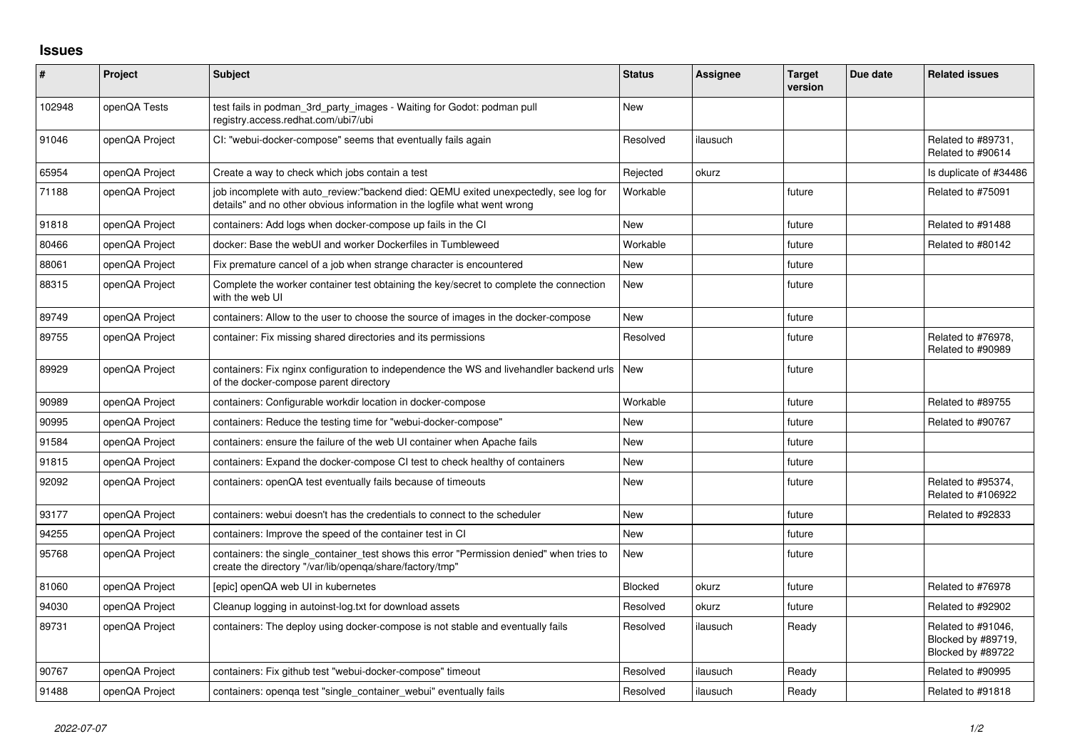# Issues

| # | Project | Subject | Status | Assignee | Target version | Due date | Related issues |
|---|---|---|---|---|---|---|---|
| 102948 | openQA Tests | test fails in podman_3rd_party_images - Waiting for Godot: podman pull registry.access.redhat.com/ubi7/ubi | New | | | | |
| 91046 | openQA Project | CI: "webui-docker-compose" seems that eventually fails again | Resolved | ilausuch | | | Related to #89731, Related to #90614 |
| 65954 | openQA Project | Create a way to check which jobs contain a test | Rejected | okurz | | | Is duplicate of #34486 |
| 71188 | openQA Project | job incomplete with auto_review:"backend died: QEMU exited unexpectedly, see log for details" and no other obvious information in the logfile what went wrong | Workable | | future | | Related to #75091 |
| 91818 | openQA Project | containers: Add logs when docker-compose up fails in the CI | New | | future | | Related to #91488 |
| 80466 | openQA Project | docker: Base the webUI and worker Dockerfiles in Tumbleweed | Workable | | future | | Related to #80142 |
| 88061 | openQA Project | Fix premature cancel of a job when strange character is encountered | New | | future | | |
| 88315 | openQA Project | Complete the worker container test obtaining the key/secret to complete the connection with the web UI | New | | future | | |
| 89749 | openQA Project | containers: Allow to the user to choose the source of images in the docker-compose | New | | future | | |
| 89755 | openQA Project | container: Fix missing shared directories and its permissions | Resolved | | future | | Related to #76978, Related to #90989 |
| 89929 | openQA Project | containers: Fix nginx configuration to independence the WS and livehandler backend urls of the docker-compose parent directory | New | | future | | |
| 90989 | openQA Project | containers: Configurable workdir location in docker-compose | Workable | | future | | Related to #89755 |
| 90995 | openQA Project | containers: Reduce the testing time for "webui-docker-compose" | New | | future | | Related to #90767 |
| 91584 | openQA Project | containers: ensure the failure of the web UI container when Apache fails | New | | future | | |
| 91815 | openQA Project | containers: Expand the docker-compose CI test to check healthy of containers | New | | future | | |
| 92092 | openQA Project | containers: openQA test eventually fails because of timeouts | New | | future | | Related to #95374, Related to #106922 |
| 93177 | openQA Project | containers: webui doesn't has the credentials to connect to the scheduler | New | | future | | Related to #92833 |
| 94255 | openQA Project | containers: Improve the speed of the container test in CI | New | | future | | |
| 95768 | openQA Project | containers: the single_container_test shows this error "Permission denied" when tries to create the directory "/var/lib/openqa/share/factory/tmp" | New | | future | | |
| 81060 | openQA Project | [epic] openQA web UI in kubernetes | Blocked | okurz | future | | Related to #76978 |
| 94030 | openQA Project | Cleanup logging in autoinst-log.txt for download assets | Resolved | okurz | future | | Related to #92902 |
| 89731 | openQA Project | containers: The deploy using docker-compose is not stable and eventually fails | Resolved | ilausuch | Ready | | Related to #91046, Blocked by #89719, Blocked by #89722 |
| 90767 | openQA Project | containers: Fix github test "webui-docker-compose" timeout | Resolved | ilausuch | Ready | | Related to #90995 |
| 91488 | openQA Project | containers: openqa test "single_container_webui" eventually fails | Resolved | ilausuch | Ready | | Related to #91818 |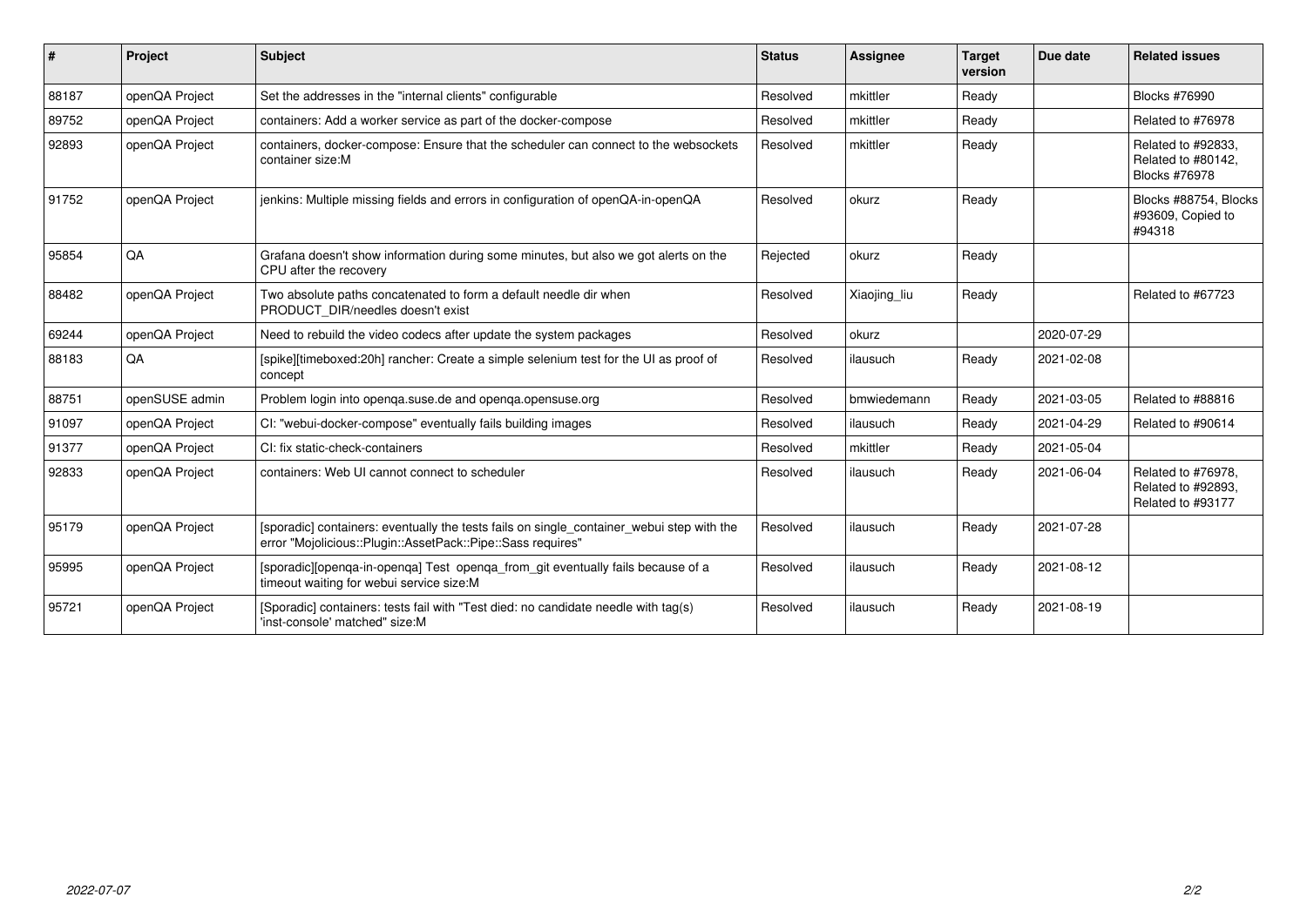| # | Project | Subject | Status | Assignee | Target version | Due date | Related issues |
|---|---|---|---|---|---|---|---|
| 88187 | openQA Project | Set the addresses in the "internal clients" configurable | Resolved | mkittler | Ready | | Blocks #76990 |
| 89752 | openQA Project | containers: Add a worker service as part of the docker-compose | Resolved | mkittler | Ready | | Related to #76978 |
| 92893 | openQA Project | containers, docker-compose: Ensure that the scheduler can connect to the websockets container size:M | Resolved | mkittler | Ready | | Related to #92833, Related to #80142, Blocks #76978 |
| 91752 | openQA Project | jenkins: Multiple missing fields and errors in configuration of openQA-in-openQA | Resolved | okurz | Ready | | Blocks #88754, Blocks #93609, Copied to #94318 |
| 95854 | QA | Grafana doesn't show information during some minutes, but also we got alerts on the CPU after the recovery | Rejected | okurz | Ready | | |
| 88482 | openQA Project | Two absolute paths concatenated to form a default needle dir when PRODUCT_DIR/needles doesn't exist | Resolved | Xiaojing_liu | Ready | | Related to #67723 |
| 69244 | openQA Project | Need to rebuild the video codecs after update the system packages | Resolved | okurz | | 2020-07-29 | |
| 88183 | QA | [spike][timeboxed:20h] rancher: Create a simple selenium test for the UI as proof of concept | Resolved | ilausuch | Ready | 2021-02-08 | |
| 88751 | openSUSE admin | Problem login into openqa.suse.de and openqa.opensuse.org | Resolved | bmwiedemann | Ready | 2021-03-05 | Related to #88816 |
| 91097 | openQA Project | CI: "webui-docker-compose" eventually fails building images | Resolved | ilausuch | Ready | 2021-04-29 | Related to #90614 |
| 91377 | openQA Project | CI: fix static-check-containers | Resolved | mkittler | Ready | 2021-05-04 | |
| 92833 | openQA Project | containers: Web UI cannot connect to scheduler | Resolved | ilausuch | Ready | 2021-06-04 | Related to #76978, Related to #92893, Related to #93177 |
| 95179 | openQA Project | [sporadic] containers: eventually the tests fails on single_container_webui step with the error "Mojolicious::Plugin::AssetPack::Pipe::Sass requires" | Resolved | ilausuch | Ready | 2021-07-28 | |
| 95995 | openQA Project | [sporadic][openqa-in-openqa] Test openqa_from_git eventually fails because of a timeout waiting for webui service size:M | Resolved | ilausuch | Ready | 2021-08-12 | |
| 95721 | openQA Project | [Sporadic] containers: tests fail with "Test died: no candidate needle with tag(s) 'inst-console' matched" size:M | Resolved | ilausuch | Ready | 2021-08-19 | |